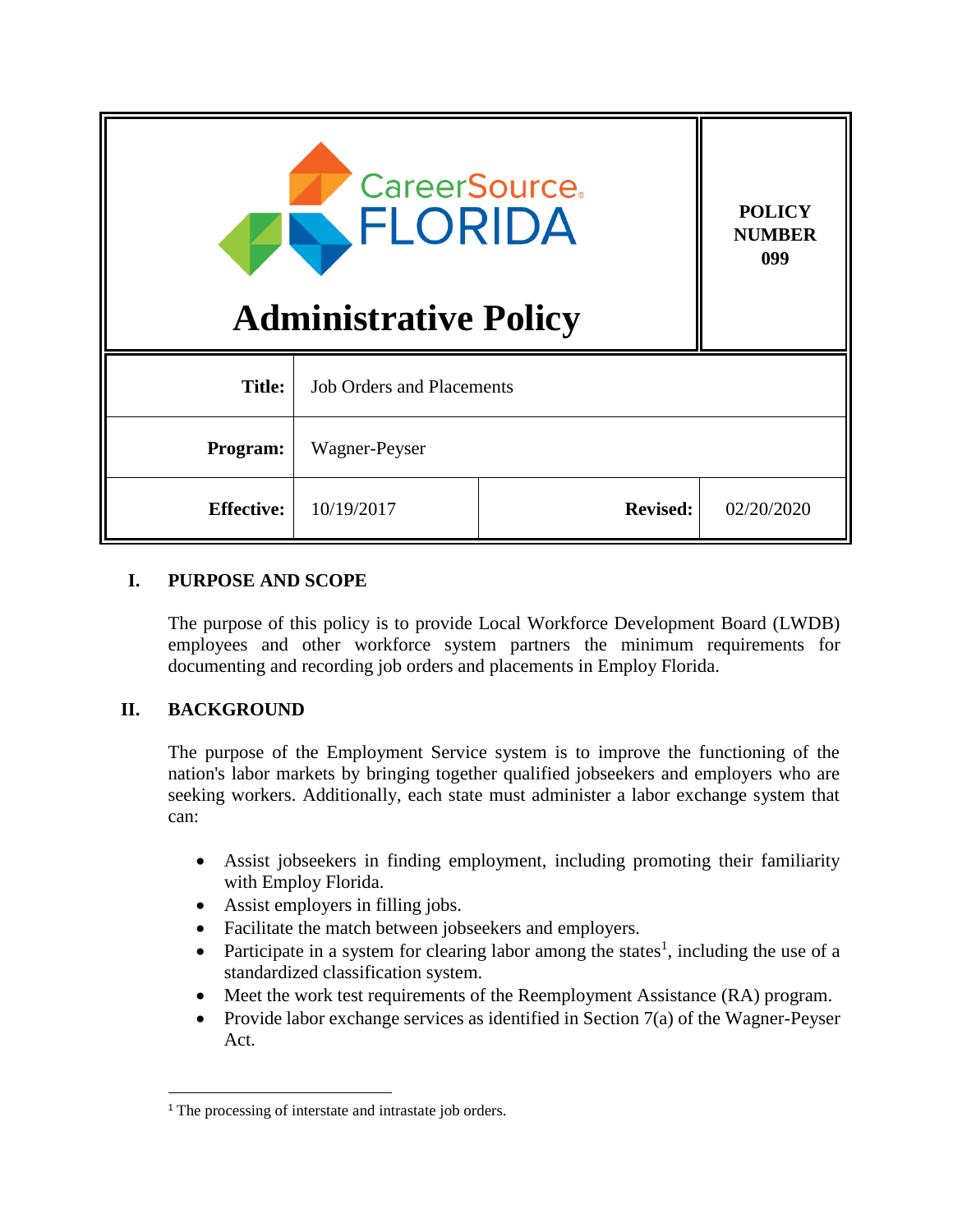| CareerSource FLORIDA<br>**Administrative Policy** | | | **POLICY NUMBER 099** |
|---|---|---|---|
| **Title:** | Job Orders and Placements | | |
| **Program:** | Wagner-Peyser | | |
| **Effective:** | 10/19/2017 | **Revised:** | 02/20/2020 |

## I. PURPOSE AND SCOPE

The purpose of this policy is to provide Local Workforce Development Board (LWDB) employees and other workforce system partners the minimum requirements for documenting and recording job orders and placements in Employ Florida.

## II. BACKGROUND

The purpose of the Employment Service system is to improve the functioning of the nation's labor markets by bringing together qualified jobseekers and employers who are seeking workers. Additionally, each state must administer a labor exchange system that can:

- Assist jobseekers in finding employment, including promoting their familiarity with Employ Florida.
- Assist employers in filling jobs.
- Facilitate the match between jobseekers and employers.
- Participate in a system for clearing labor among the states[1], including the use of a standardized classification system.
- Meet the work test requirements of the Reemployment Assistance (RA) program.
- Provide labor exchange services as identified in Section 7(a) of the Wagner-Peyser Act.

---

[1] The processing of interstate and intrastate job orders.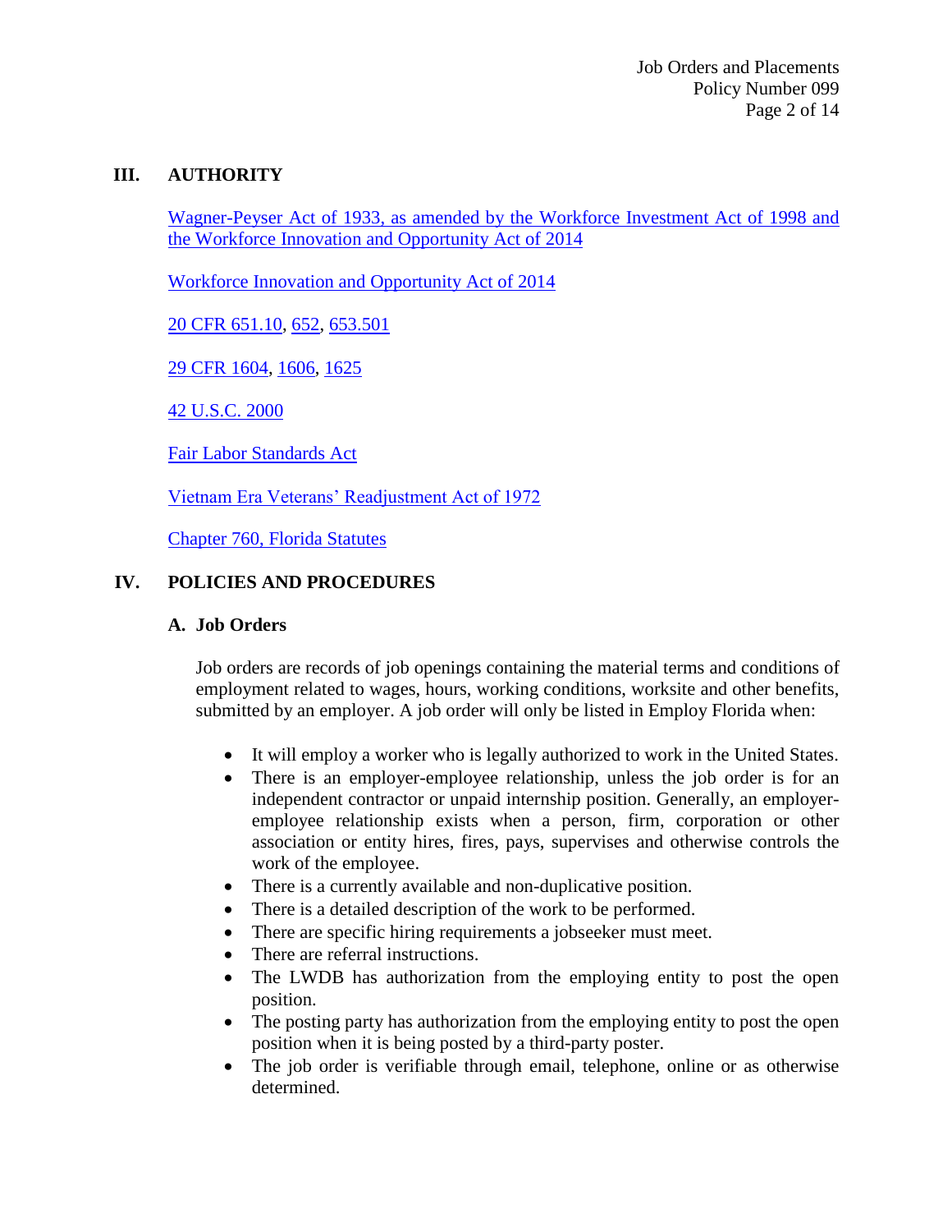## III. AUTHORITY

Wagner-Peyser Act of 1933, as amended by the Workforce Investment Act of 1998 and the Workforce Innovation and Opportunity Act of 2014

Workforce Innovation and Opportunity Act of 2014

20 CFR 651.10, 652, 653.501

29 CFR 1604, 1606, 1625

42 U.S.C. 2000

Fair Labor Standards Act

Vietnam Era Veterans' Readjustment Act of 1972

Chapter 760, Florida Statutes

## IV. POLICIES AND PROCEDURES

### A. Job Orders

Job orders are records of job openings containing the material terms and conditions of employment related to wages, hours, working conditions, worksite and other benefits, submitted by an employer. A job order will only be listed in Employ Florida when:

- It will employ a worker who is legally authorized to work in the United States.
- There is an employer-employee relationship, unless the job order is for an independent contractor or unpaid internship position. Generally, an employer-employee relationship exists when a person, firm, corporation or other association or entity hires, fires, pays, supervises and otherwise controls the work of the employee.
- There is a currently available and non-duplicative position.
- There is a detailed description of the work to be performed.
- There are specific hiring requirements a jobseeker must meet.
- There are referral instructions.
- The LWDB has authorization from the employing entity to post the open position.
- The posting party has authorization from the employing entity to post the open position when it is being posted by a third-party poster.
- The job order is verifiable through email, telephone, online or as otherwise determined.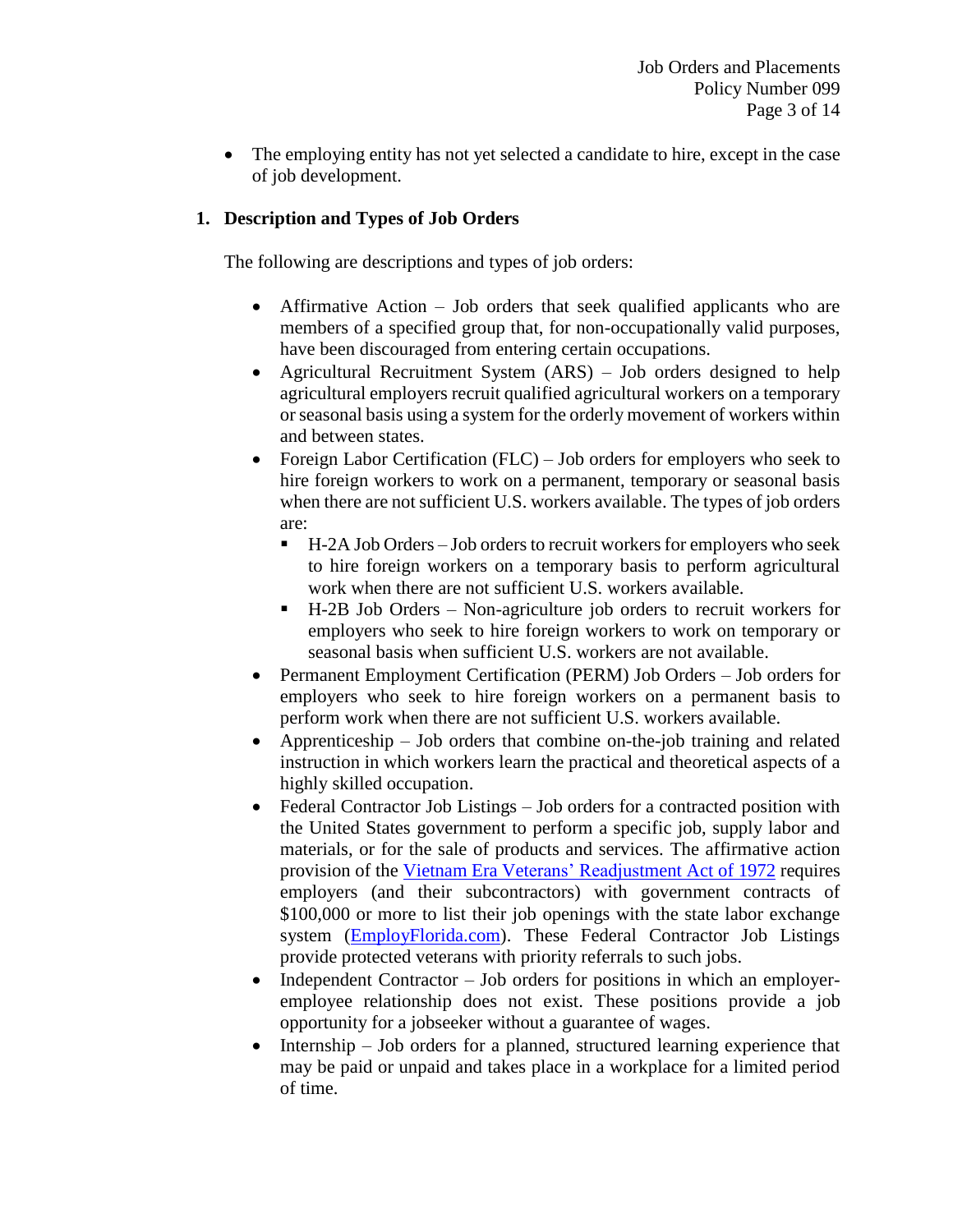- The employing entity has not yet selected a candidate to hire, except in the case of job development.

## 1. Description and Types of Job Orders

The following are descriptions and types of job orders:

- Affirmative Action – Job orders that seek qualified applicants who are members of a specified group that, for non-occupationally valid purposes, have been discouraged from entering certain occupations.
- Agricultural Recruitment System (ARS) – Job orders designed to help agricultural employers recruit qualified agricultural workers on a temporary or seasonal basis using a system for the orderly movement of workers within and between states.
- Foreign Labor Certification (FLC) – Job orders for employers who seek to hire foreign workers to work on a permanent, temporary or seasonal basis when there are not sufficient U.S. workers available. The types of job orders are:
  - H-2A Job Orders – Job orders to recruit workers for employers who seek to hire foreign workers on a temporary basis to perform agricultural work when there are not sufficient U.S. workers available.
  - H-2B Job Orders – Non-agriculture job orders to recruit workers for employers who seek to hire foreign workers to work on temporary or seasonal basis when sufficient U.S. workers are not available.
- Permanent Employment Certification (PERM) Job Orders – Job orders for employers who seek to hire foreign workers on a permanent basis to perform work when there are not sufficient U.S. workers available.
- Apprenticeship – Job orders that combine on-the-job training and related instruction in which workers learn the practical and theoretical aspects of a highly skilled occupation.
- Federal Contractor Job Listings – Job orders for a contracted position with the United States government to perform a specific job, supply labor and materials, or for the sale of products and services. The affirmative action provision of the Vietnam Era Veterans' Readjustment Act of 1972 requires employers (and their subcontractors) with government contracts of $100,000 or more to list their job openings with the state labor exchange system (EmployFlorida.com). These Federal Contractor Job Listings provide protected veterans with priority referrals to such jobs.
- Independent Contractor – Job orders for positions in which an employer-employee relationship does not exist. These positions provide a job opportunity for a jobseeker without a guarantee of wages.
- Internship – Job orders for a planned, structured learning experience that may be paid or unpaid and takes place in a workplace for a limited period of time.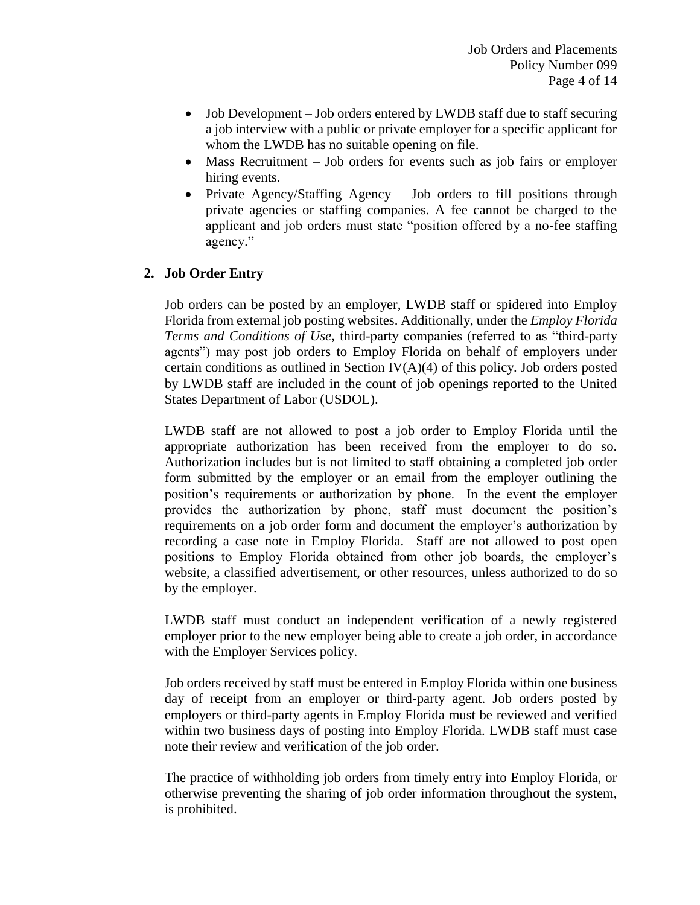- Job Development – Job orders entered by LWDB staff due to staff securing a job interview with a public or private employer for a specific applicant for whom the LWDB has no suitable opening on file.
- Mass Recruitment – Job orders for events such as job fairs or employer hiring events.
- Private Agency/Staffing Agency – Job orders to fill positions through private agencies or staffing companies. A fee cannot be charged to the applicant and job orders must state "position offered by a no-fee staffing agency."

**2. Job Order Entry**

Job orders can be posted by an employer, LWDB staff or spidered into Employ Florida from external job posting websites. Additionally, under the *Employ Florida Terms and Conditions of Use*, third-party companies (referred to as "third-party agents") may post job orders to Employ Florida on behalf of employers under certain conditions as outlined in Section IV(A)(4) of this policy. Job orders posted by LWDB staff are included in the count of job openings reported to the United States Department of Labor (USDOL).

LWDB staff are not allowed to post a job order to Employ Florida until the appropriate authorization has been received from the employer to do so. Authorization includes but is not limited to staff obtaining a completed job order form submitted by the employer or an email from the employer outlining the position's requirements or authorization by phone. In the event the employer provides the authorization by phone, staff must document the position's requirements on a job order form and document the employer's authorization by recording a case note in Employ Florida. Staff are not allowed to post open positions to Employ Florida obtained from other job boards, the employer's website, a classified advertisement, or other resources, unless authorized to do so by the employer.

LWDB staff must conduct an independent verification of a newly registered employer prior to the new employer being able to create a job order, in accordance with the Employer Services policy.

Job orders received by staff must be entered in Employ Florida within one business day of receipt from an employer or third-party agent. Job orders posted by employers or third-party agents in Employ Florida must be reviewed and verified within two business days of posting into Employ Florida. LWDB staff must case note their review and verification of the job order.

The practice of withholding job orders from timely entry into Employ Florida, or otherwise preventing the sharing of job order information throughout the system, is prohibited.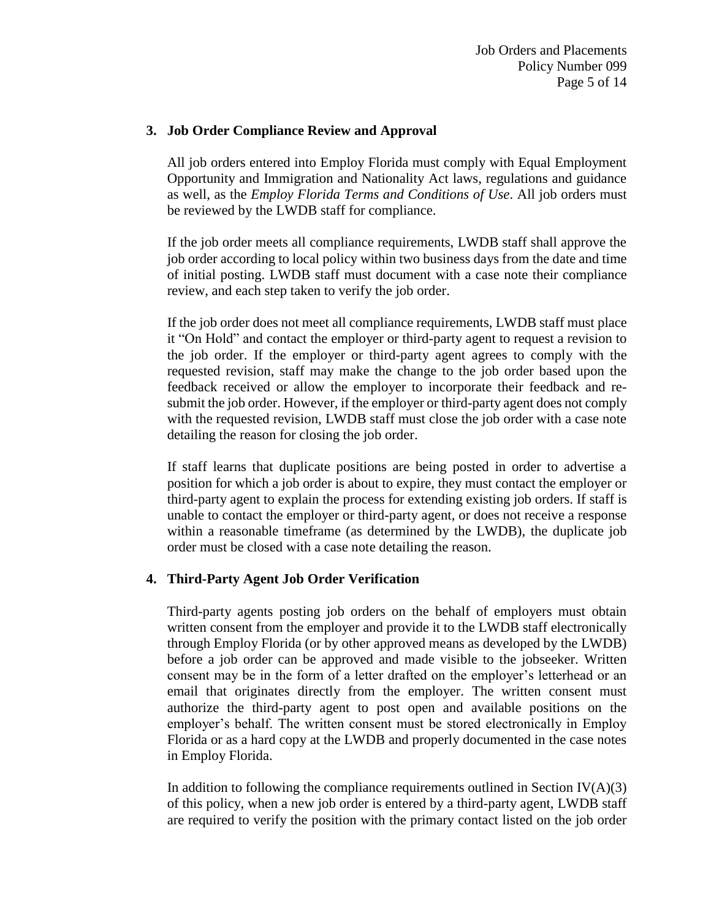### 3. Job Order Compliance Review and Approval

All job orders entered into Employ Florida must comply with Equal Employment Opportunity and Immigration and Nationality Act laws, regulations and guidance as well, as the *Employ Florida Terms and Conditions of Use*. All job orders must be reviewed by the LWDB staff for compliance.

If the job order meets all compliance requirements, LWDB staff shall approve the job order according to local policy within two business days from the date and time of initial posting. LWDB staff must document with a case note their compliance review, and each step taken to verify the job order.

If the job order does not meet all compliance requirements, LWDB staff must place it "On Hold" and contact the employer or third-party agent to request a revision to the job order. If the employer or third-party agent agrees to comply with the requested revision, staff may make the change to the job order based upon the feedback received or allow the employer to incorporate their feedback and re-submit the job order. However, if the employer or third-party agent does not comply with the requested revision, LWDB staff must close the job order with a case note detailing the reason for closing the job order.

If staff learns that duplicate positions are being posted in order to advertise a position for which a job order is about to expire, they must contact the employer or third-party agent to explain the process for extending existing job orders. If staff is unable to contact the employer or third-party agent, or does not receive a response within a reasonable timeframe (as determined by the LWDB), the duplicate job order must be closed with a case note detailing the reason.

### 4. Third-Party Agent Job Order Verification

Third-party agents posting job orders on the behalf of employers must obtain written consent from the employer and provide it to the LWDB staff electronically through Employ Florida (or by other approved means as developed by the LWDB) before a job order can be approved and made visible to the jobseeker. Written consent may be in the form of a letter drafted on the employer's letterhead or an email that originates directly from the employer. The written consent must authorize the third-party agent to post open and available positions on the employer's behalf. The written consent must be stored electronically in Employ Florida or as a hard copy at the LWDB and properly documented in the case notes in Employ Florida.

In addition to following the compliance requirements outlined in Section IV(A)(3) of this policy, when a new job order is entered by a third-party agent, LWDB staff are required to verify the position with the primary contact listed on the job order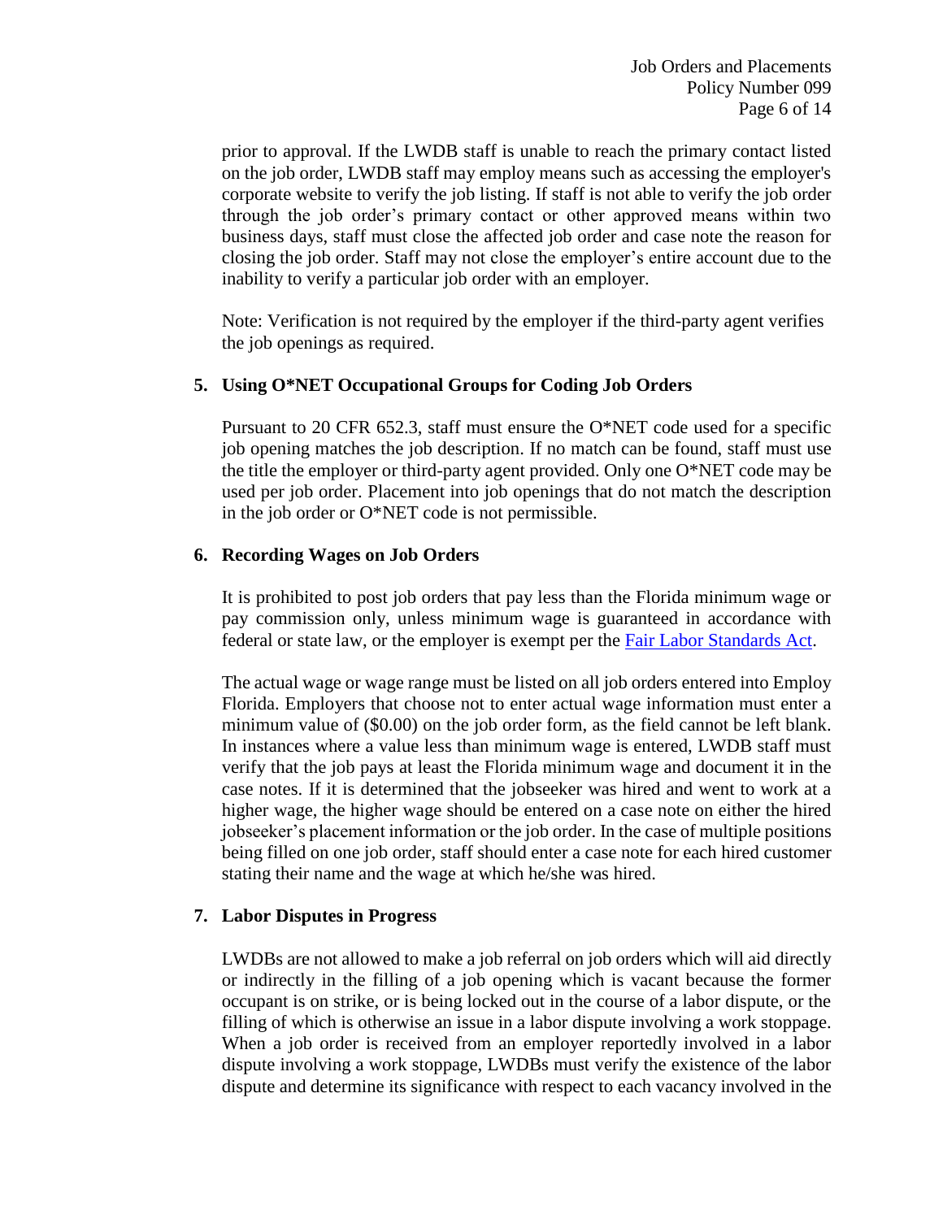prior to approval. If the LWDB staff is unable to reach the primary contact listed on the job order, LWDB staff may employ means such as accessing the employer's corporate website to verify the job listing. If staff is not able to verify the job order through the job order's primary contact or other approved means within two business days, staff must close the affected job order and case note the reason for closing the job order. Staff may not close the employer's entire account due to the inability to verify a particular job order with an employer.

Note: Verification is not required by the employer if the third-party agent verifies the job openings as required.

**5. Using O*NET Occupational Groups for Coding Job Orders**

Pursuant to 20 CFR 652.3, staff must ensure the O*NET code used for a specific job opening matches the job description. If no match can be found, staff must use the title the employer or third-party agent provided. Only one O*NET code may be used per job order. Placement into job openings that do not match the description in the job order or O*NET code is not permissible.

**6. Recording Wages on Job Orders**

It is prohibited to post job orders that pay less than the Florida minimum wage or pay commission only, unless minimum wage is guaranteed in accordance with federal or state law, or the employer is exempt per the Fair Labor Standards Act.

The actual wage or wage range must be listed on all job orders entered into Employ Florida. Employers that choose not to enter actual wage information must enter a minimum value of ($0.00) on the job order form, as the field cannot be left blank. In instances where a value less than minimum wage is entered, LWDB staff must verify that the job pays at least the Florida minimum wage and document it in the case notes. If it is determined that the jobseeker was hired and went to work at a higher wage, the higher wage should be entered on a case note on either the hired jobseeker's placement information or the job order. In the case of multiple positions being filled on one job order, staff should enter a case note for each hired customer stating their name and the wage at which he/she was hired.

**7. Labor Disputes in Progress**

LWDBs are not allowed to make a job referral on job orders which will aid directly or indirectly in the filling of a job opening which is vacant because the former occupant is on strike, or is being locked out in the course of a labor dispute, or the filling of which is otherwise an issue in a labor dispute involving a work stoppage. When a job order is received from an employer reportedly involved in a labor dispute involving a work stoppage, LWDBs must verify the existence of the labor dispute and determine its significance with respect to each vacancy involved in the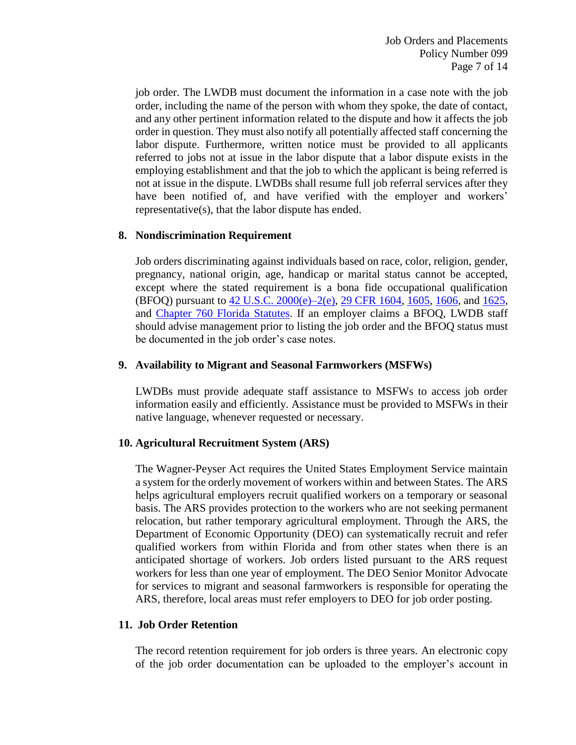job order. The LWDB must document the information in a case note with the job order, including the name of the person with whom they spoke, the date of contact, and any other pertinent information related to the dispute and how it affects the job order in question. They must also notify all potentially affected staff concerning the labor dispute. Furthermore, written notice must be provided to all applicants referred to jobs not at issue in the labor dispute that a labor dispute exists in the employing establishment and that the job to which the applicant is being referred is not at issue in the dispute. LWDBs shall resume full job referral services after they have been notified of, and have verified with the employer and workers' representative(s), that the labor dispute has ended.

## 8. Nondiscrimination Requirement

Job orders discriminating against individuals based on race, color, religion, gender, pregnancy, national origin, age, handicap or marital status cannot be accepted, except where the stated requirement is a bona fide occupational qualification (BFOQ) pursuant to 42 U.S.C. 2000(e)–2(e), 29 CFR 1604, 1605, 1606, and 1625, and Chapter 760 Florida Statutes. If an employer claims a BFOQ, LWDB staff should advise management prior to listing the job order and the BFOQ status must be documented in the job order's case notes.

## 9. Availability to Migrant and Seasonal Farmworkers (MSFWs)

LWDBs must provide adequate staff assistance to MSFWs to access job order information easily and efficiently. Assistance must be provided to MSFWs in their native language, whenever requested or necessary.

## 10. Agricultural Recruitment System (ARS)

The Wagner-Peyser Act requires the United States Employment Service maintain a system for the orderly movement of workers within and between States. The ARS helps agricultural employers recruit qualified workers on a temporary or seasonal basis. The ARS provides protection to the workers who are not seeking permanent relocation, but rather temporary agricultural employment. Through the ARS, the Department of Economic Opportunity (DEO) can systematically recruit and refer qualified workers from within Florida and from other states when there is an anticipated shortage of workers. Job orders listed pursuant to the ARS request workers for less than one year of employment. The DEO Senior Monitor Advocate for services to migrant and seasonal farmworkers is responsible for operating the ARS, therefore, local areas must refer employers to DEO for job order posting.

## 11. Job Order Retention

The record retention requirement for job orders is three years. An electronic copy of the job order documentation can be uploaded to the employer's account in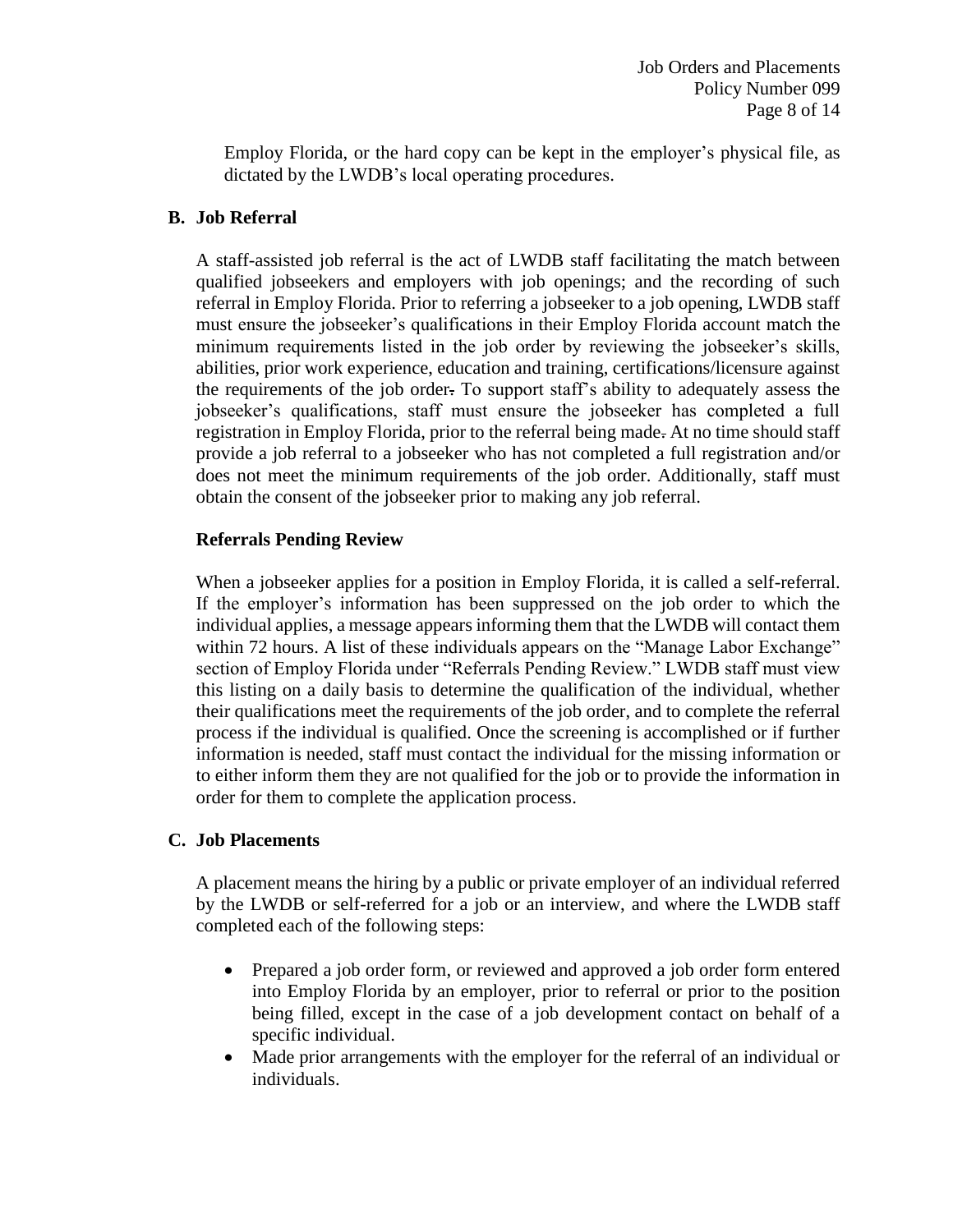Employ Florida, or the hard copy can be kept in the employer's physical file, as dictated by the LWDB's local operating procedures.

## B. Job Referral

A staff-assisted job referral is the act of LWDB staff facilitating the match between qualified jobseekers and employers with job openings; and the recording of such referral in Employ Florida. Prior to referring a jobseeker to a job opening, LWDB staff must ensure the jobseeker's qualifications in their Employ Florida account match the minimum requirements listed in the job order by reviewing the jobseeker's skills, abilities, prior work experience, education and training, certifications/licensure against the requirements of the job order. To support staff's ability to adequately assess the jobseeker's qualifications, staff must ensure the jobseeker has completed a full registration in Employ Florida, prior to the referral being made. At no time should staff provide a job referral to a jobseeker who has not completed a full registration and/or does not meet the minimum requirements of the job order. Additionally, staff must obtain the consent of the jobseeker prior to making any job referral.

### Referrals Pending Review

When a jobseeker applies for a position in Employ Florida, it is called a self-referral. If the employer's information has been suppressed on the job order to which the individual applies, a message appears informing them that the LWDB will contact them within 72 hours. A list of these individuals appears on the "Manage Labor Exchange" section of Employ Florida under "Referrals Pending Review." LWDB staff must view this listing on a daily basis to determine the qualification of the individual, whether their qualifications meet the requirements of the job order, and to complete the referral process if the individual is qualified. Once the screening is accomplished or if further information is needed, staff must contact the individual for the missing information or to either inform them they are not qualified for the job or to provide the information in order for them to complete the application process.

## C. Job Placements

A placement means the hiring by a public or private employer of an individual referred by the LWDB or self-referred for a job or an interview, and where the LWDB staff completed each of the following steps:

- Prepared a job order form, or reviewed and approved a job order form entered into Employ Florida by an employer, prior to referral or prior to the position being filled, except in the case of a job development contact on behalf of a specific individual.
- Made prior arrangements with the employer for the referral of an individual or individuals.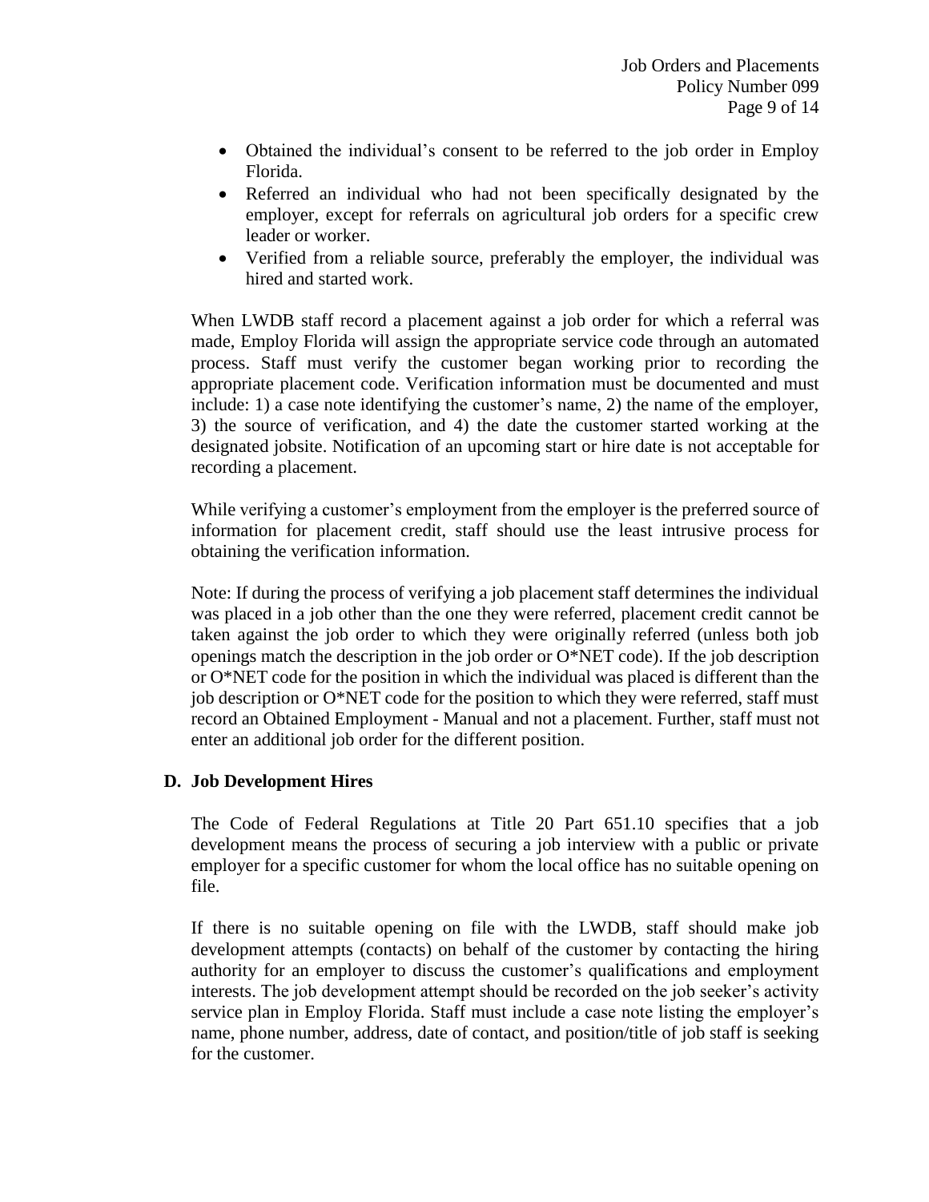- Obtained the individual's consent to be referred to the job order in Employ Florida.
- Referred an individual who had not been specifically designated by the employer, except for referrals on agricultural job orders for a specific crew leader or worker.
- Verified from a reliable source, preferably the employer, the individual was hired and started work.

When LWDB staff record a placement against a job order for which a referral was made, Employ Florida will assign the appropriate service code through an automated process. Staff must verify the customer began working prior to recording the appropriate placement code. Verification information must be documented and must include: 1) a case note identifying the customer's name, 2) the name of the employer, 3) the source of verification, and 4) the date the customer started working at the designated jobsite. Notification of an upcoming start or hire date is not acceptable for recording a placement.

While verifying a customer's employment from the employer is the preferred source of information for placement credit, staff should use the least intrusive process for obtaining the verification information.

Note: If during the process of verifying a job placement staff determines the individual was placed in a job other than the one they were referred, placement credit cannot be taken against the job order to which they were originally referred (unless both job openings match the description in the job order or O*NET code). If the job description or O*NET code for the position in which the individual was placed is different than the job description or O*NET code for the position to which they were referred, staff must record an Obtained Employment - Manual and not a placement. Further, staff must not enter an additional job order for the different position.

### D. Job Development Hires

The Code of Federal Regulations at Title 20 Part 651.10 specifies that a job development means the process of securing a job interview with a public or private employer for a specific customer for whom the local office has no suitable opening on file.

If there is no suitable opening on file with the LWDB, staff should make job development attempts (contacts) on behalf of the customer by contacting the hiring authority for an employer to discuss the customer's qualifications and employment interests. The job development attempt should be recorded on the job seeker's activity service plan in Employ Florida. Staff must include a case note listing the employer's name, phone number, address, date of contact, and position/title of job staff is seeking for the customer.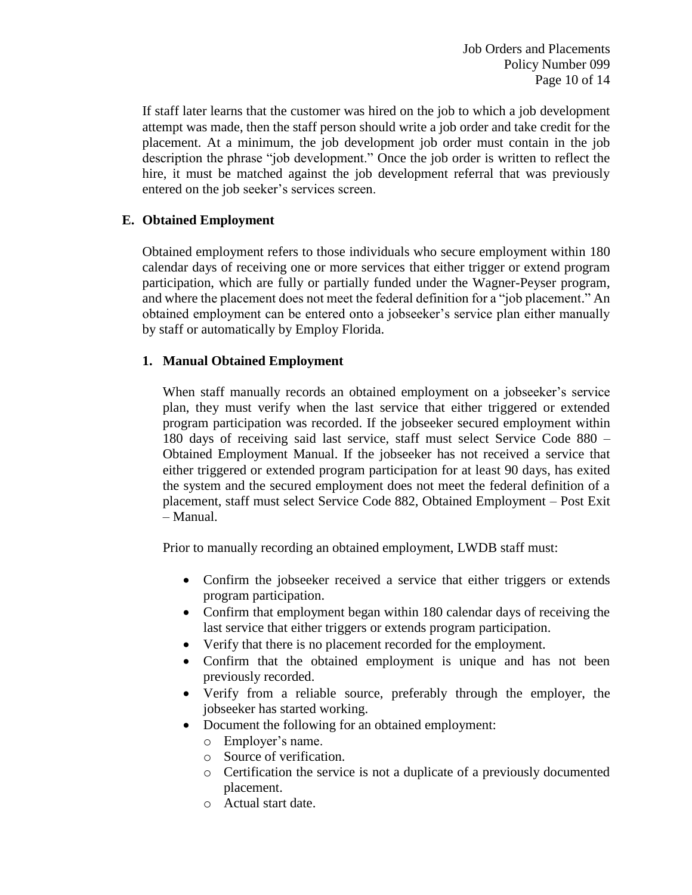If staff later learns that the customer was hired on the job to which a job development attempt was made, then the staff person should write a job order and take credit for the placement. At a minimum, the job development job order must contain in the job description the phrase "job development." Once the job order is written to reflect the hire, it must be matched against the job development referral that was previously entered on the job seeker's services screen.

## E. Obtained Employment

Obtained employment refers to those individuals who secure employment within 180 calendar days of receiving one or more services that either trigger or extend program participation, which are fully or partially funded under the Wagner-Peyser program, and where the placement does not meet the federal definition for a "job placement." An obtained employment can be entered onto a jobseeker's service plan either manually by staff or automatically by Employ Florida.

### 1. Manual Obtained Employment

When staff manually records an obtained employment on a jobseeker's service plan, they must verify when the last service that either triggered or extended program participation was recorded. If the jobseeker secured employment within 180 days of receiving said last service, staff must select Service Code 880 – Obtained Employment Manual. If the jobseeker has not received a service that either triggered or extended program participation for at least 90 days, has exited the system and the secured employment does not meet the federal definition of a placement, staff must select Service Code 882, Obtained Employment – Post Exit – Manual.

Prior to manually recording an obtained employment, LWDB staff must:

- Confirm the jobseeker received a service that either triggers or extends program participation.
- Confirm that employment began within 180 calendar days of receiving the last service that either triggers or extends program participation.
- Verify that there is no placement recorded for the employment.
- Confirm that the obtained employment is unique and has not been previously recorded.
- Verify from a reliable source, preferably through the employer, the jobseeker has started working.
- Document the following for an obtained employment:
  - Employer's name.
  - Source of verification.
  - Certification the service is not a duplicate of a previously documented placement.
  - Actual start date.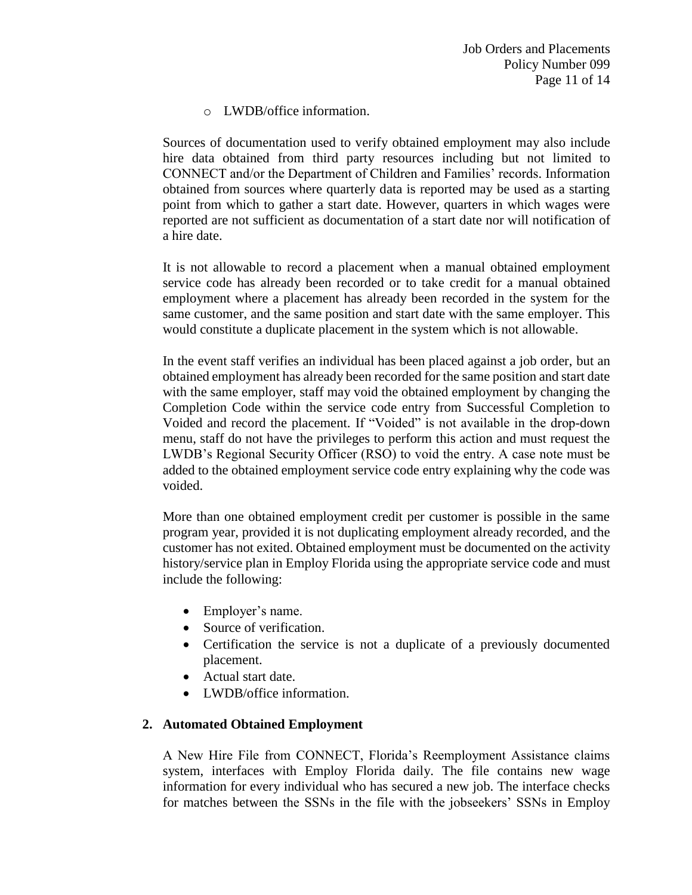- LWDB/office information.

Sources of documentation used to verify obtained employment may also include hire data obtained from third party resources including but not limited to CONNECT and/or the Department of Children and Families' records. Information obtained from sources where quarterly data is reported may be used as a starting point from which to gather a start date. However, quarters in which wages were reported are not sufficient as documentation of a start date nor will notification of a hire date.

It is not allowable to record a placement when a manual obtained employment service code has already been recorded or to take credit for a manual obtained employment where a placement has already been recorded in the system for the same customer, and the same position and start date with the same employer. This would constitute a duplicate placement in the system which is not allowable.

In the event staff verifies an individual has been placed against a job order, but an obtained employment has already been recorded for the same position and start date with the same employer, staff may void the obtained employment by changing the Completion Code within the service code entry from Successful Completion to Voided and record the placement. If "Voided" is not available in the drop-down menu, staff do not have the privileges to perform this action and must request the LWDB's Regional Security Officer (RSO) to void the entry. A case note must be added to the obtained employment service code entry explaining why the code was voided.

More than one obtained employment credit per customer is possible in the same program year, provided it is not duplicating employment already recorded, and the customer has not exited. Obtained employment must be documented on the activity history/service plan in Employ Florida using the appropriate service code and must include the following:

- Employer's name.
- Source of verification.
- Certification the service is not a duplicate of a previously documented placement.
- Actual start date.
- LWDB/office information.

**2. Automated Obtained Employment**

A New Hire File from CONNECT, Florida's Reemployment Assistance claims system, interfaces with Employ Florida daily. The file contains new wage information for every individual who has secured a new job. The interface checks for matches between the SSNs in the file with the jobseekers' SSNs in Employ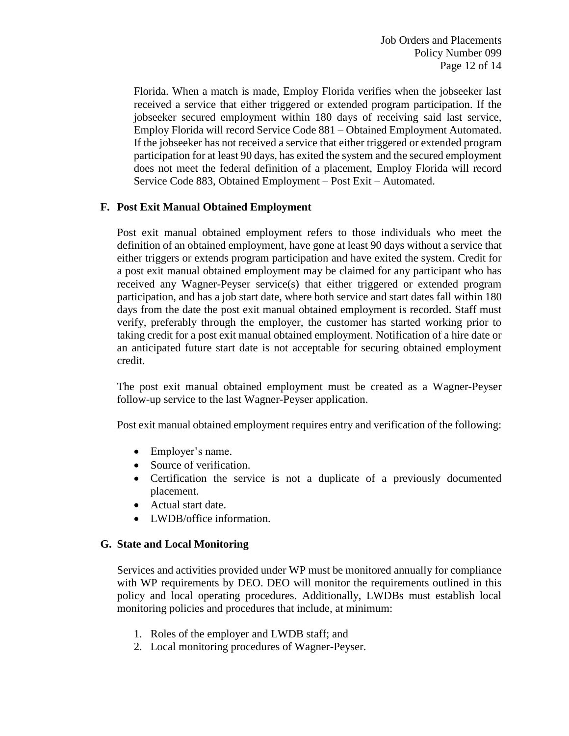Florida. When a match is made, Employ Florida verifies when the jobseeker last received a service that either triggered or extended program participation. If the jobseeker secured employment within 180 days of receiving said last service, Employ Florida will record Service Code 881 – Obtained Employment Automated. If the jobseeker has not received a service that either triggered or extended program participation for at least 90 days, has exited the system and the secured employment does not meet the federal definition of a placement, Employ Florida will record Service Code 883, Obtained Employment – Post Exit – Automated.

### F. Post Exit Manual Obtained Employment

Post exit manual obtained employment refers to those individuals who meet the definition of an obtained employment, have gone at least 90 days without a service that either triggers or extends program participation and have exited the system. Credit for a post exit manual obtained employment may be claimed for any participant who has received any Wagner-Peyser service(s) that either triggered or extended program participation, and has a job start date, where both service and start dates fall within 180 days from the date the post exit manual obtained employment is recorded. Staff must verify, preferably through the employer, the customer has started working prior to taking credit for a post exit manual obtained employment. Notification of a hire date or an anticipated future start date is not acceptable for securing obtained employment credit.

The post exit manual obtained employment must be created as a Wagner-Peyser follow-up service to the last Wagner-Peyser application.

Post exit manual obtained employment requires entry and verification of the following:

- Employer's name.
- Source of verification.
- Certification the service is not a duplicate of a previously documented placement.
- Actual start date.
- LWDB/office information.

### G. State and Local Monitoring

Services and activities provided under WP must be monitored annually for compliance with WP requirements by DEO. DEO will monitor the requirements outlined in this policy and local operating procedures. Additionally, LWDBs must establish local monitoring policies and procedures that include, at minimum:

1. Roles of the employer and LWDB staff; and
2. Local monitoring procedures of Wagner-Peyser.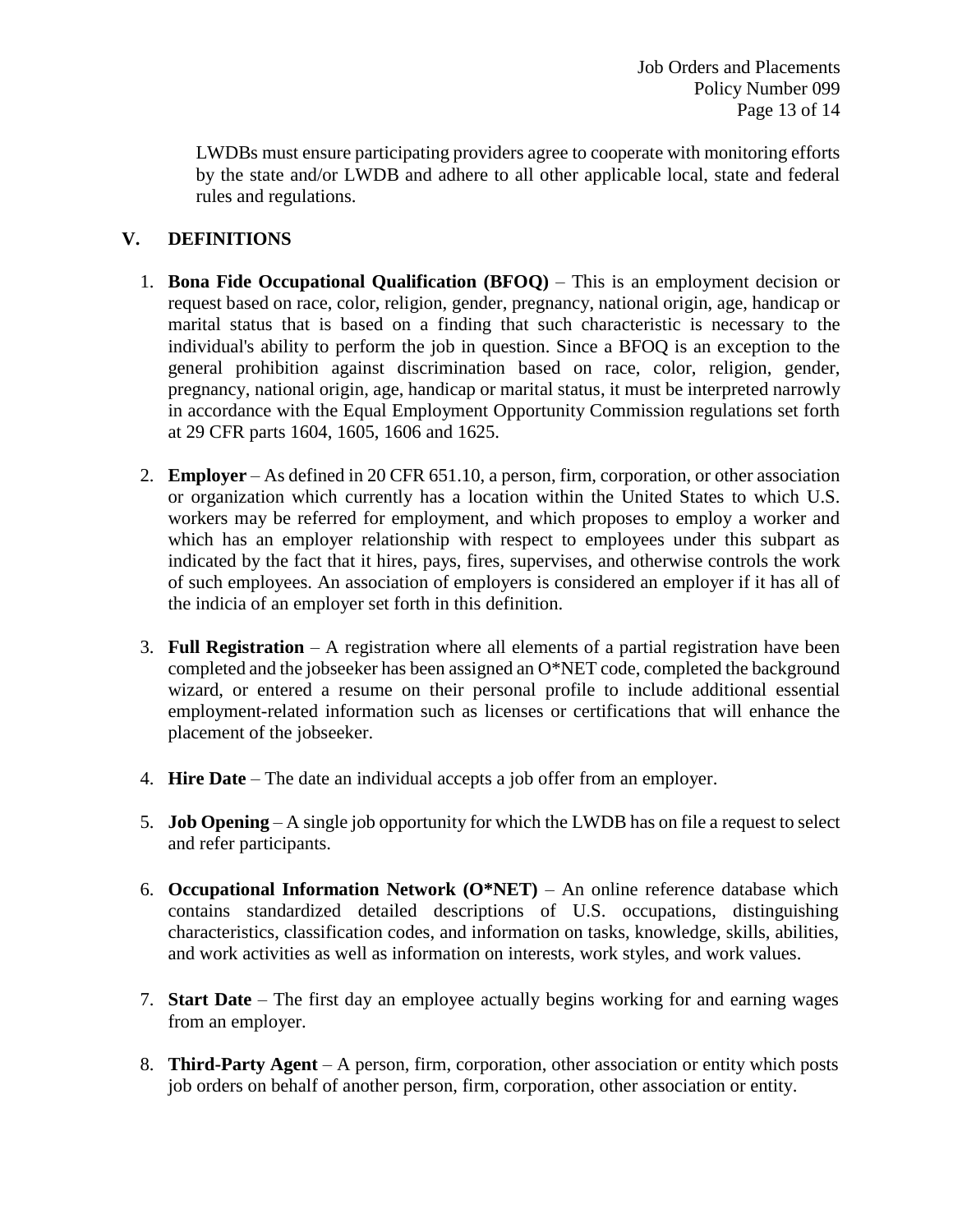LWDBs must ensure participating providers agree to cooperate with monitoring efforts by the state and/or LWDB and adhere to all other applicable local, state and federal rules and regulations.

## V. DEFINITIONS

1. **Bona Fide Occupational Qualification (BFOQ)** – This is an employment decision or request based on race, color, religion, gender, pregnancy, national origin, age, handicap or marital status that is based on a finding that such characteristic is necessary to the individual's ability to perform the job in question. Since a BFOQ is an exception to the general prohibition against discrimination based on race, color, religion, gender, pregnancy, national origin, age, handicap or marital status, it must be interpreted narrowly in accordance with the Equal Employment Opportunity Commission regulations set forth at 29 CFR parts 1604, 1605, 1606 and 1625.

2. **Employer** – As defined in 20 CFR 651.10, a person, firm, corporation, or other association or organization which currently has a location within the United States to which U.S. workers may be referred for employment, and which proposes to employ a worker and which has an employer relationship with respect to employees under this subpart as indicated by the fact that it hires, pays, fires, supervises, and otherwise controls the work of such employees. An association of employers is considered an employer if it has all of the indicia of an employer set forth in this definition.

3. **Full Registration** – A registration where all elements of a partial registration have been completed and the jobseeker has been assigned an O*NET code, completed the background wizard, or entered a resume on their personal profile to include additional essential employment-related information such as licenses or certifications that will enhance the placement of the jobseeker.

4. **Hire Date** – The date an individual accepts a job offer from an employer.

5. **Job Opening** – A single job opportunity for which the LWDB has on file a request to select and refer participants.

6. **Occupational Information Network (O*NET)** – An online reference database which contains standardized detailed descriptions of U.S. occupations, distinguishing characteristics, classification codes, and information on tasks, knowledge, skills, abilities, and work activities as well as information on interests, work styles, and work values.

7. **Start Date** – The first day an employee actually begins working for and earning wages from an employer.

8. **Third-Party Agent** – A person, firm, corporation, other association or entity which posts job orders on behalf of another person, firm, corporation, other association or entity.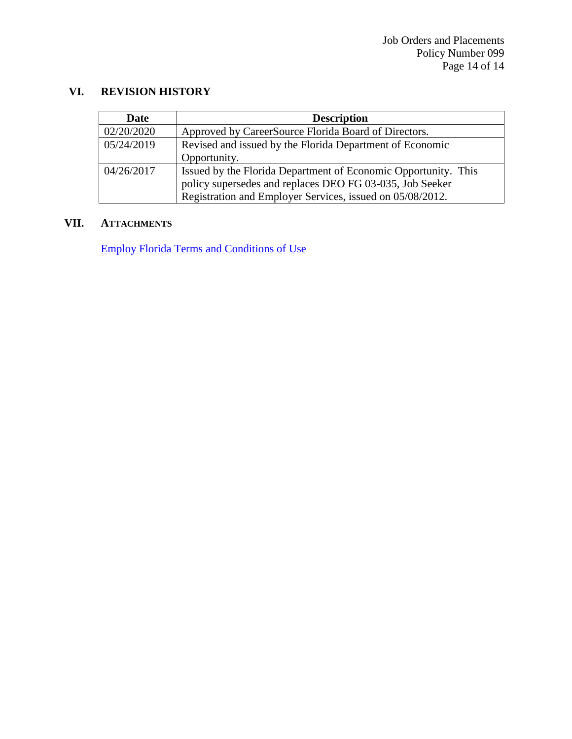## VI. REVISION HISTORY

| Date | Description |
| --- | --- |
| 02/20/2020 | Approved by CareerSource Florida Board of Directors. |
| 05/24/2019 | Revised and issued by the Florida Department of Economic Opportunity. |
| 04/26/2017 | Issued by the Florida Department of Economic Opportunity. This policy supersedes and replaces DEO FG 03-035, Job Seeker Registration and Employer Services, issued on 05/08/2012. |

## VII. ATTACHMENTS

Employ Florida Terms and Conditions of Use